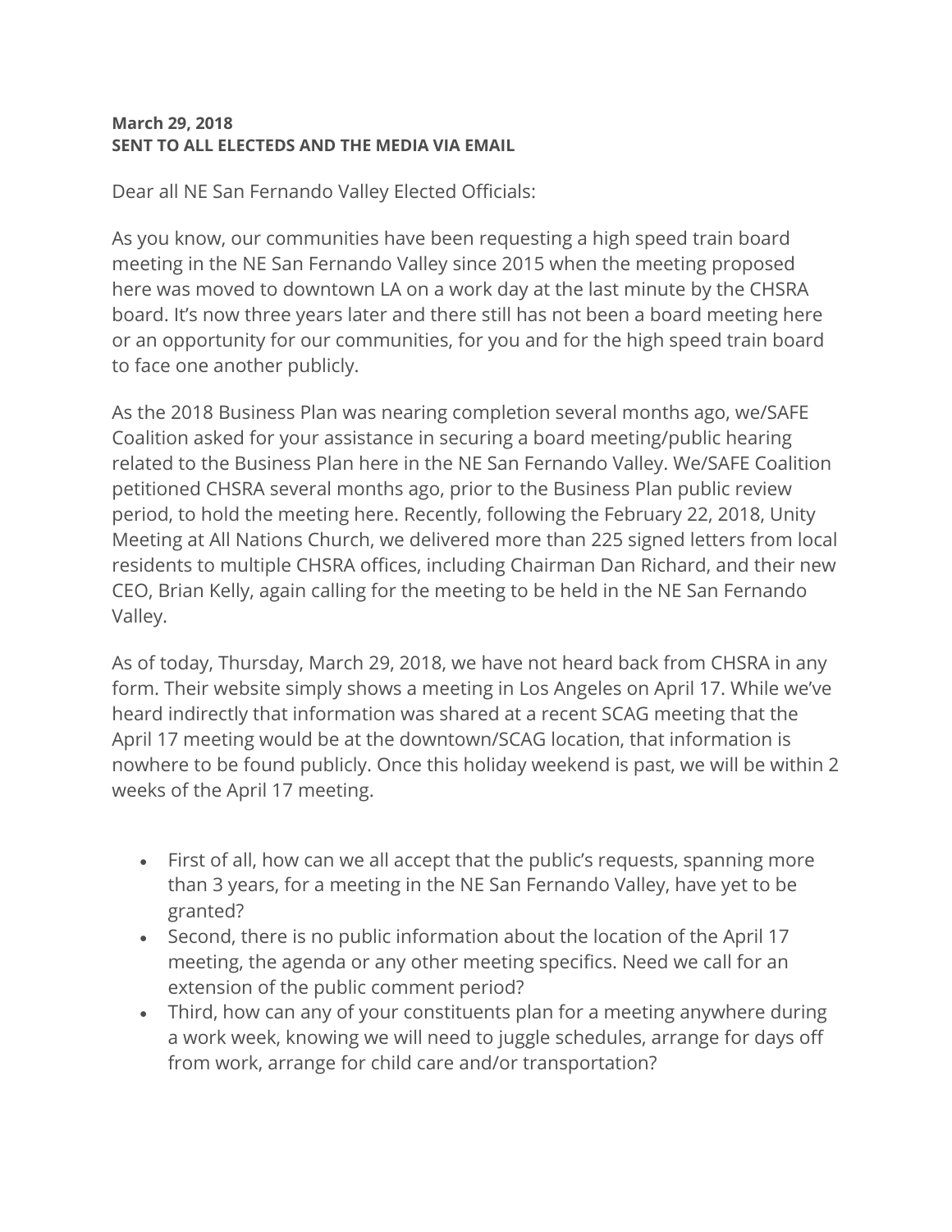**March 29, 2018**
**SENT TO ALL ELECTEDS AND THE MEDIA VIA EMAIL**

Dear all NE San Fernando Valley Elected Officials:

As you know, our communities have been requesting a high speed train board meeting in the NE San Fernando Valley since 2015 when the meeting proposed here was moved to downtown LA on a work day at the last minute by the CHSRA board. It's now three years later and there still has not been a board meeting here or an opportunity for our communities, for you and for the high speed train board to face one another publicly.

As the 2018 Business Plan was nearing completion several months ago, we/SAFE Coalition asked for your assistance in securing a board meeting/public hearing related to the Business Plan here in the NE San Fernando Valley. We/SAFE Coalition petitioned CHSRA several months ago, prior to the Business Plan public review period, to hold the meeting here. Recently, following the February 22, 2018, Unity Meeting at All Nations Church, we delivered more than 225 signed letters from local residents to multiple CHSRA offices, including Chairman Dan Richard, and their new CEO, Brian Kelly, again calling for the meeting to be held in the NE San Fernando Valley.

As of today, Thursday, March 29, 2018, we have not heard back from CHSRA in any form. Their website simply shows a meeting in Los Angeles on April 17. While we've heard indirectly that information was shared at a recent SCAG meeting that the April 17 meeting would be at the downtown/SCAG location, that information is nowhere to be found publicly. Once this holiday weekend is past, we will be within 2 weeks of the April 17 meeting.

- First of all, how can we all accept that the public's requests, spanning more than 3 years, for a meeting in the NE San Fernando Valley, have yet to be granted?
- Second, there is no public information about the location of the April 17 meeting, the agenda or any other meeting specifics. Need we call for an extension of the public comment period?
- Third, how can any of your constituents plan for a meeting anywhere during a work week, knowing we will need to juggle schedules, arrange for days off from work, arrange for child care and/or transportation?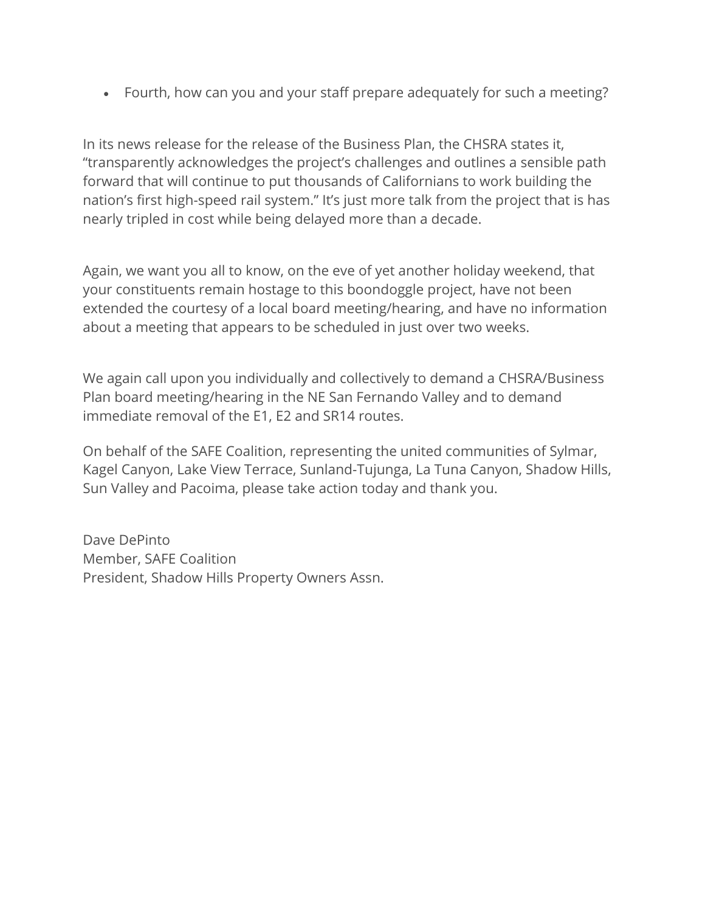- Fourth, how can you and your staff prepare adequately for such a meeting?

In its news release for the release of the Business Plan, the CHSRA states it, "transparently acknowledges the project's challenges and outlines a sensible path forward that will continue to put thousands of Californians to work building the nation's first high-speed rail system." It's just more talk from the project that is has nearly tripled in cost while being delayed more than a decade.

Again, we want you all to know, on the eve of yet another holiday weekend, that your constituents remain hostage to this boondoggle project, have not been extended the courtesy of a local board meeting/hearing, and have no information about a meeting that appears to be scheduled in just over two weeks.

We again call upon you individually and collectively to demand a CHSRA/Business Plan board meeting/hearing in the NE San Fernando Valley and to demand immediate removal of the E1, E2 and SR14 routes.

On behalf of the SAFE Coalition, representing the united communities of Sylmar, Kagel Canyon, Lake View Terrace, Sunland-Tujunga, La Tuna Canyon, Shadow Hills, Sun Valley and Pacoima, please take action today and thank you.

Dave DePinto
Member, SAFE Coalition
President, Shadow Hills Property Owners Assn.